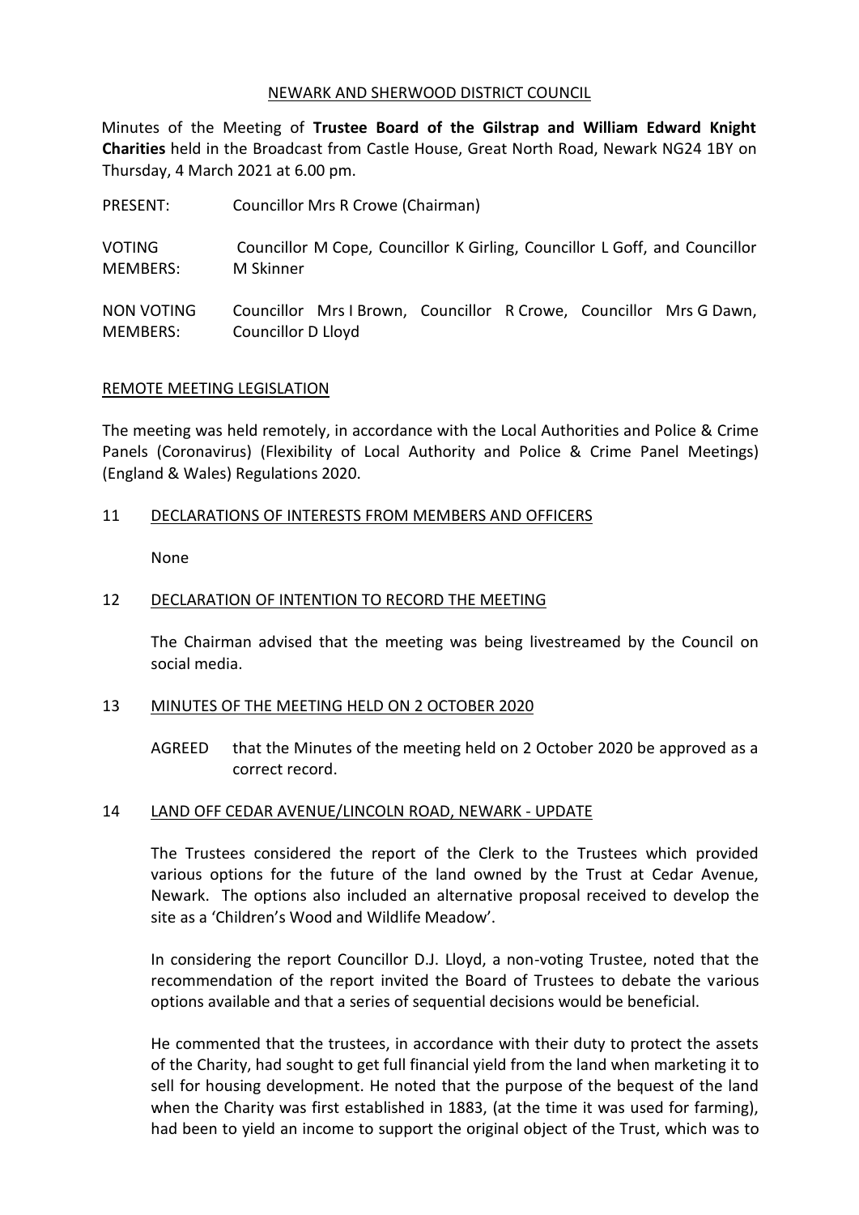NEWARK AND SHERWOOD DISTRICT COUNCIL

Minutes of the Meeting of **Trustee Board of the Gilstrap and William Edward Knight Charities** held in the Broadcast from Castle House, Great North Road, Newark NG24 1BY on Thursday, 4 March 2021 at 6.00 pm.

| | |
|---|---|
| PRESENT: | Councillor Mrs R Crowe (Chairman) |
| VOTING MEMBERS: | Councillor M Cope, Councillor K Girling, Councillor L Goff, and Councillor M Skinner |
| NON VOTING MEMBERS: | Councillor Mrs I Brown, Councillor R Crowe, Councillor Mrs G Dawn, Councillor D Lloyd |

## REMOTE MEETING LEGISLATION

The meeting was held remotely, in accordance with the Local Authorities and Police & Crime Panels (Coronavirus) (Flexibility of Local Authority and Police & Crime Panel Meetings) (England & Wales) Regulations 2020.

## 11 DECLARATIONS OF INTERESTS FROM MEMBERS AND OFFICERS

None

## 12 DECLARATION OF INTENTION TO RECORD THE MEETING

The Chairman advised that the meeting was being livestreamed by the Council on social media.

## 13 MINUTES OF THE MEETING HELD ON 2 OCTOBER 2020

AGREED that the Minutes of the meeting held on 2 October 2020 be approved as a correct record.

## 14 LAND OFF CEDAR AVENUE/LINCOLN ROAD, NEWARK - UPDATE

The Trustees considered the report of the Clerk to the Trustees which provided various options for the future of the land owned by the Trust at Cedar Avenue, Newark. The options also included an alternative proposal received to develop the site as a 'Children's Wood and Wildlife Meadow'.

In considering the report Councillor D.J. Lloyd, a non-voting Trustee, noted that the recommendation of the report invited the Board of Trustees to debate the various options available and that a series of sequential decisions would be beneficial.

He commented that the trustees, in accordance with their duty to protect the assets of the Charity, had sought to get full financial yield from the land when marketing it to sell for housing development. He noted that the purpose of the bequest of the land when the Charity was first established in 1883, (at the time it was used for farming), had been to yield an income to support the original object of the Trust, which was to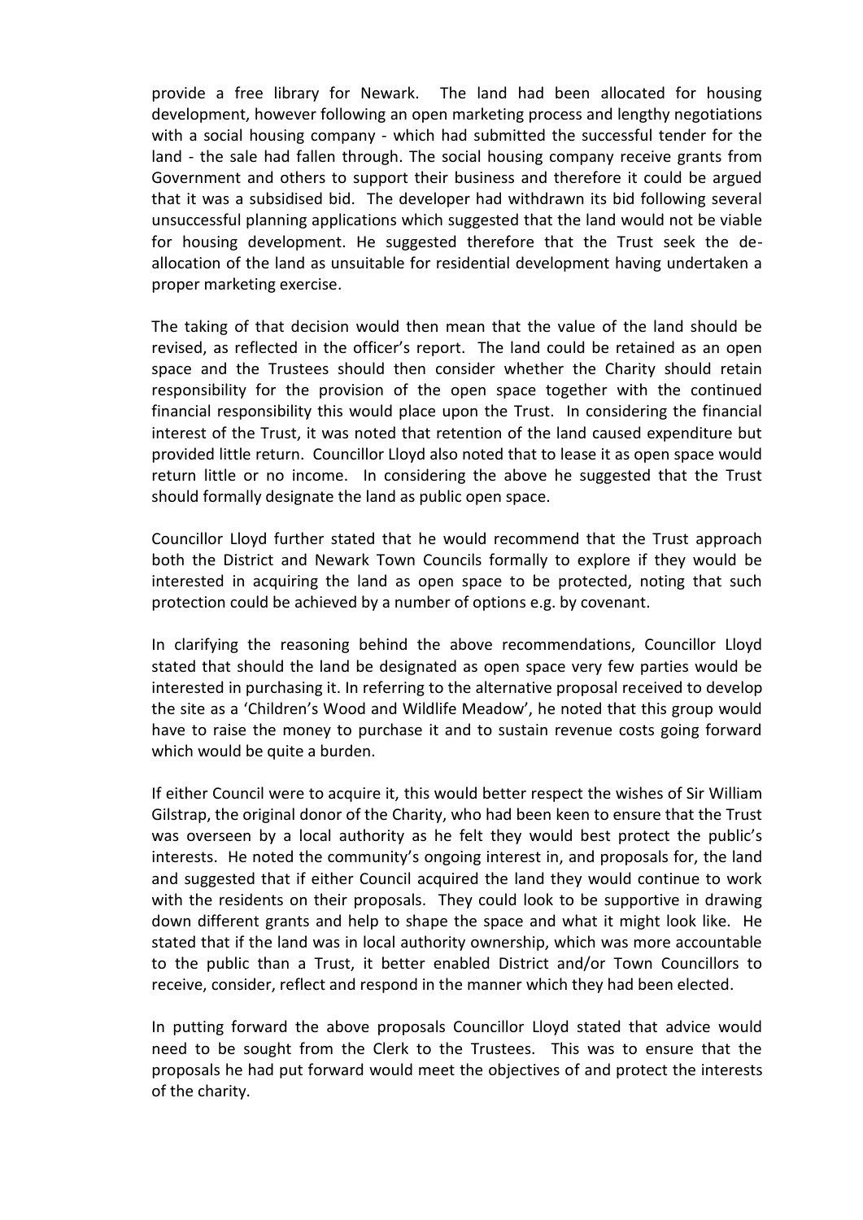provide a free library for Newark. The land had been allocated for housing development, however following an open marketing process and lengthy negotiations with a social housing company - which had submitted the successful tender for the land - the sale had fallen through. The social housing company receive grants from Government and others to support their business and therefore it could be argued that it was a subsidised bid. The developer had withdrawn its bid following several unsuccessful planning applications which suggested that the land would not be viable for housing development. He suggested therefore that the Trust seek the de-allocation of the land as unsuitable for residential development having undertaken a proper marketing exercise.

The taking of that decision would then mean that the value of the land should be revised, as reflected in the officer's report. The land could be retained as an open space and the Trustees should then consider whether the Charity should retain responsibility for the provision of the open space together with the continued financial responsibility this would place upon the Trust. In considering the financial interest of the Trust, it was noted that retention of the land caused expenditure but provided little return. Councillor Lloyd also noted that to lease it as open space would return little or no income. In considering the above he suggested that the Trust should formally designate the land as public open space.

Councillor Lloyd further stated that he would recommend that the Trust approach both the District and Newark Town Councils formally to explore if they would be interested in acquiring the land as open space to be protected, noting that such protection could be achieved by a number of options e.g. by covenant.

In clarifying the reasoning behind the above recommendations, Councillor Lloyd stated that should the land be designated as open space very few parties would be interested in purchasing it. In referring to the alternative proposal received to develop the site as a 'Children's Wood and Wildlife Meadow', he noted that this group would have to raise the money to purchase it and to sustain revenue costs going forward which would be quite a burden.

If either Council were to acquire it, this would better respect the wishes of Sir William Gilstrap, the original donor of the Charity, who had been keen to ensure that the Trust was overseen by a local authority as he felt they would best protect the public's interests. He noted the community's ongoing interest in, and proposals for, the land and suggested that if either Council acquired the land they would continue to work with the residents on their proposals. They could look to be supportive in drawing down different grants and help to shape the space and what it might look like. He stated that if the land was in local authority ownership, which was more accountable to the public than a Trust, it better enabled District and/or Town Councillors to receive, consider, reflect and respond in the manner which they had been elected.

In putting forward the above proposals Councillor Lloyd stated that advice would need to be sought from the Clerk to the Trustees. This was to ensure that the proposals he had put forward would meet the objectives of and protect the interests of the charity.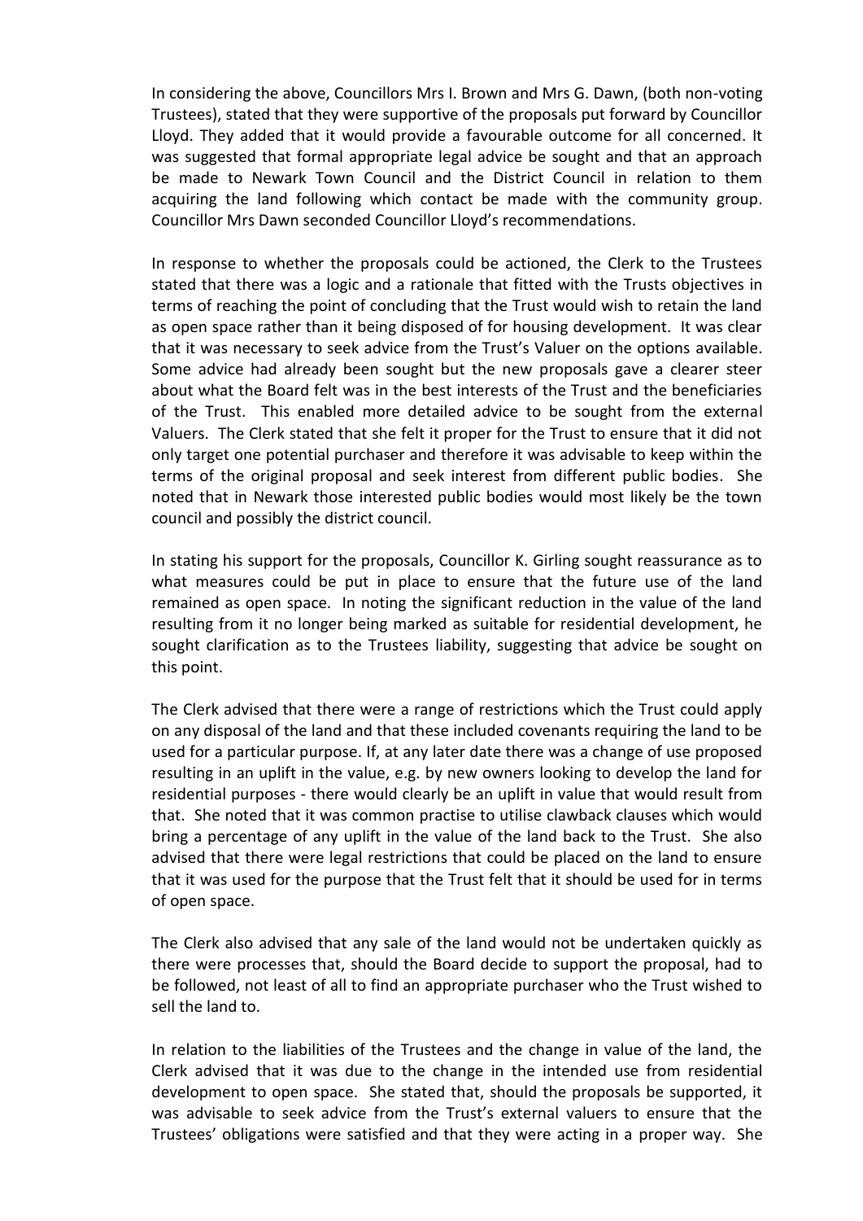In considering the above, Councillors Mrs I. Brown and Mrs G. Dawn, (both non-voting Trustees), stated that they were supportive of the proposals put forward by Councillor Lloyd. They added that it would provide a favourable outcome for all concerned. It was suggested that formal appropriate legal advice be sought and that an approach be made to Newark Town Council and the District Council in relation to them acquiring the land following which contact be made with the community group. Councillor Mrs Dawn seconded Councillor Lloyd's recommendations.

In response to whether the proposals could be actioned, the Clerk to the Trustees stated that there was a logic and a rationale that fitted with the Trusts objectives in terms of reaching the point of concluding that the Trust would wish to retain the land as open space rather than it being disposed of for housing development. It was clear that it was necessary to seek advice from the Trust's Valuer on the options available. Some advice had already been sought but the new proposals gave a clearer steer about what the Board felt was in the best interests of the Trust and the beneficiaries of the Trust. This enabled more detailed advice to be sought from the external Valuers. The Clerk stated that she felt it proper for the Trust to ensure that it did not only target one potential purchaser and therefore it was advisable to keep within the terms of the original proposal and seek interest from different public bodies. She noted that in Newark those interested public bodies would most likely be the town council and possibly the district council.

In stating his support for the proposals, Councillor K. Girling sought reassurance as to what measures could be put in place to ensure that the future use of the land remained as open space. In noting the significant reduction in the value of the land resulting from it no longer being marked as suitable for residential development, he sought clarification as to the Trustees liability, suggesting that advice be sought on this point.

The Clerk advised that there were a range of restrictions which the Trust could apply on any disposal of the land and that these included covenants requiring the land to be used for a particular purpose. If, at any later date there was a change of use proposed resulting in an uplift in the value, e.g. by new owners looking to develop the land for residential purposes - there would clearly be an uplift in value that would result from that. She noted that it was common practise to utilise clawback clauses which would bring a percentage of any uplift in the value of the land back to the Trust. She also advised that there were legal restrictions that could be placed on the land to ensure that it was used for the purpose that the Trust felt that it should be used for in terms of open space.

The Clerk also advised that any sale of the land would not be undertaken quickly as there were processes that, should the Board decide to support the proposal, had to be followed, not least of all to find an appropriate purchaser who the Trust wished to sell the land to.

In relation to the liabilities of the Trustees and the change in value of the land, the Clerk advised that it was due to the change in the intended use from residential development to open space. She stated that, should the proposals be supported, it was advisable to seek advice from the Trust's external valuers to ensure that the Trustees' obligations were satisfied and that they were acting in a proper way. She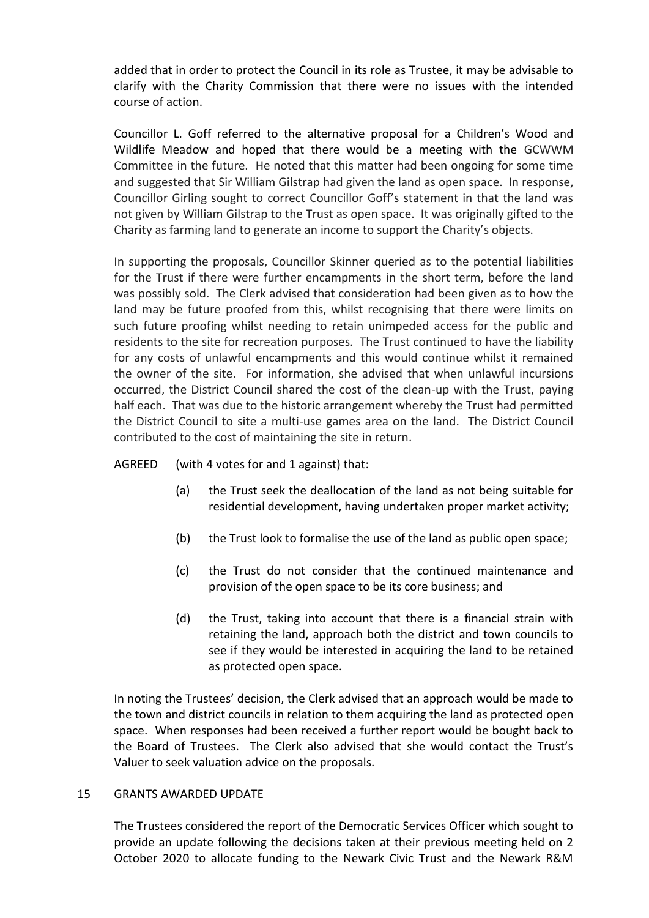added that in order to protect the Council in its role as Trustee, it may be advisable to clarify with the Charity Commission that there were no issues with the intended course of action.

Councillor L. Goff referred to the alternative proposal for a Children's Wood and Wildlife Meadow and hoped that there would be a meeting with the GCWWM Committee in the future. He noted that this matter had been ongoing for some time and suggested that Sir William Gilstrap had given the land as open space. In response, Councillor Girling sought to correct Councillor Goff's statement in that the land was not given by William Gilstrap to the Trust as open space. It was originally gifted to the Charity as farming land to generate an income to support the Charity's objects.

In supporting the proposals, Councillor Skinner queried as to the potential liabilities for the Trust if there were further encampments in the short term, before the land was possibly sold. The Clerk advised that consideration had been given as to how the land may be future proofed from this, whilst recognising that there were limits on such future proofing whilst needing to retain unimpeded access for the public and residents to the site for recreation purposes. The Trust continued to have the liability for any costs of unlawful encampments and this would continue whilst it remained the owner of the site. For information, she advised that when unlawful incursions occurred, the District Council shared the cost of the clean-up with the Trust, paying half each. That was due to the historic arrangement whereby the Trust had permitted the District Council to site a multi-use games area on the land. The District Council contributed to the cost of maintaining the site in return.

AGREED (with 4 votes for and 1 against) that:

(a) the Trust seek the deallocation of the land as not being suitable for residential development, having undertaken proper market activity;

(b) the Trust look to formalise the use of the land as public open space;

(c) the Trust do not consider that the continued maintenance and provision of the open space to be its core business; and

(d) the Trust, taking into account that there is a financial strain with retaining the land, approach both the district and town councils to see if they would be interested in acquiring the land to be retained as protected open space.

In noting the Trustees' decision, the Clerk advised that an approach would be made to the town and district councils in relation to them acquiring the land as protected open space. When responses had been received a further report would be bought back to the Board of Trustees. The Clerk also advised that she would contact the Trust's Valuer to seek valuation advice on the proposals.

## 15 GRANTS AWARDED UPDATE

The Trustees considered the report of the Democratic Services Officer which sought to provide an update following the decisions taken at their previous meeting held on 2 October 2020 to allocate funding to the Newark Civic Trust and the Newark R&M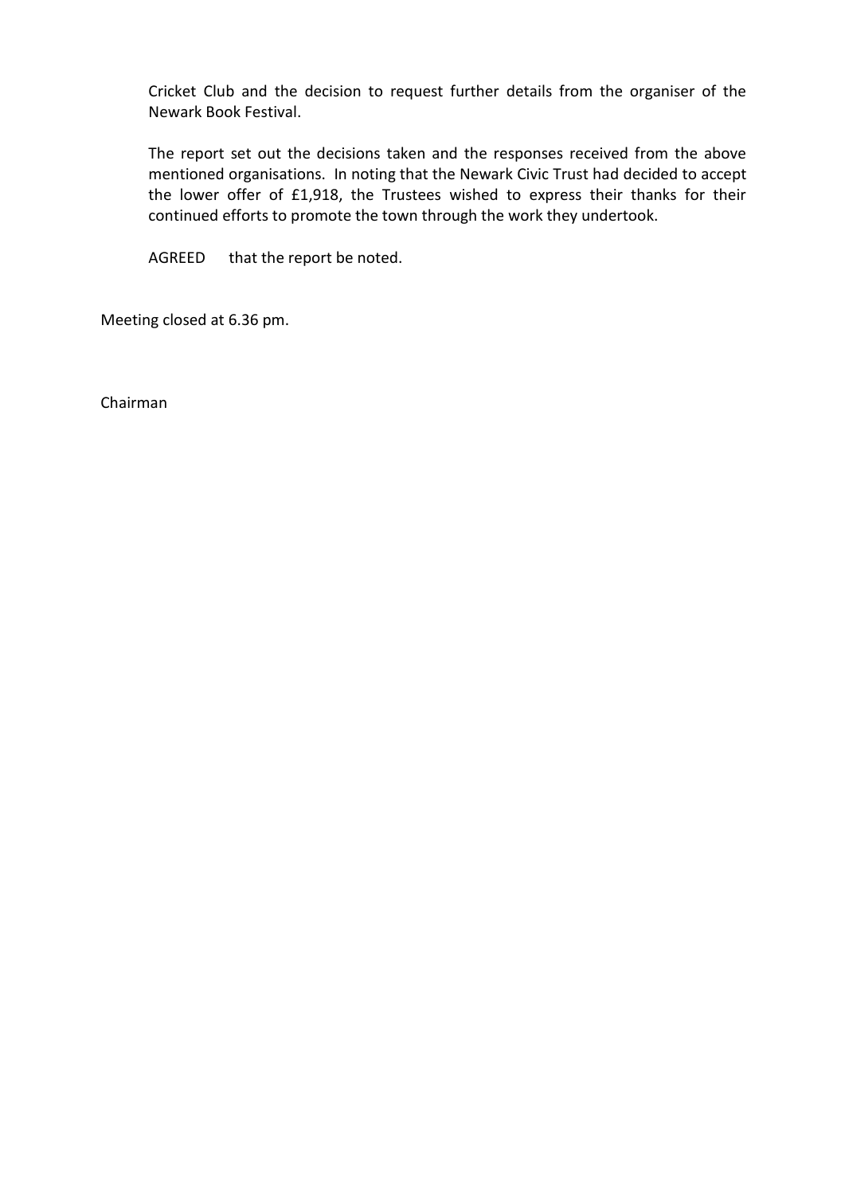Cricket Club and the decision to request further details from the organiser of the Newark Book Festival.

The report set out the decisions taken and the responses received from the above mentioned organisations. In noting that the Newark Civic Trust had decided to accept the lower offer of £1,918, the Trustees wished to express their thanks for their continued efforts to promote the town through the work they undertook.

AGREED that the report be noted.

Meeting closed at 6.36 pm.

Chairman